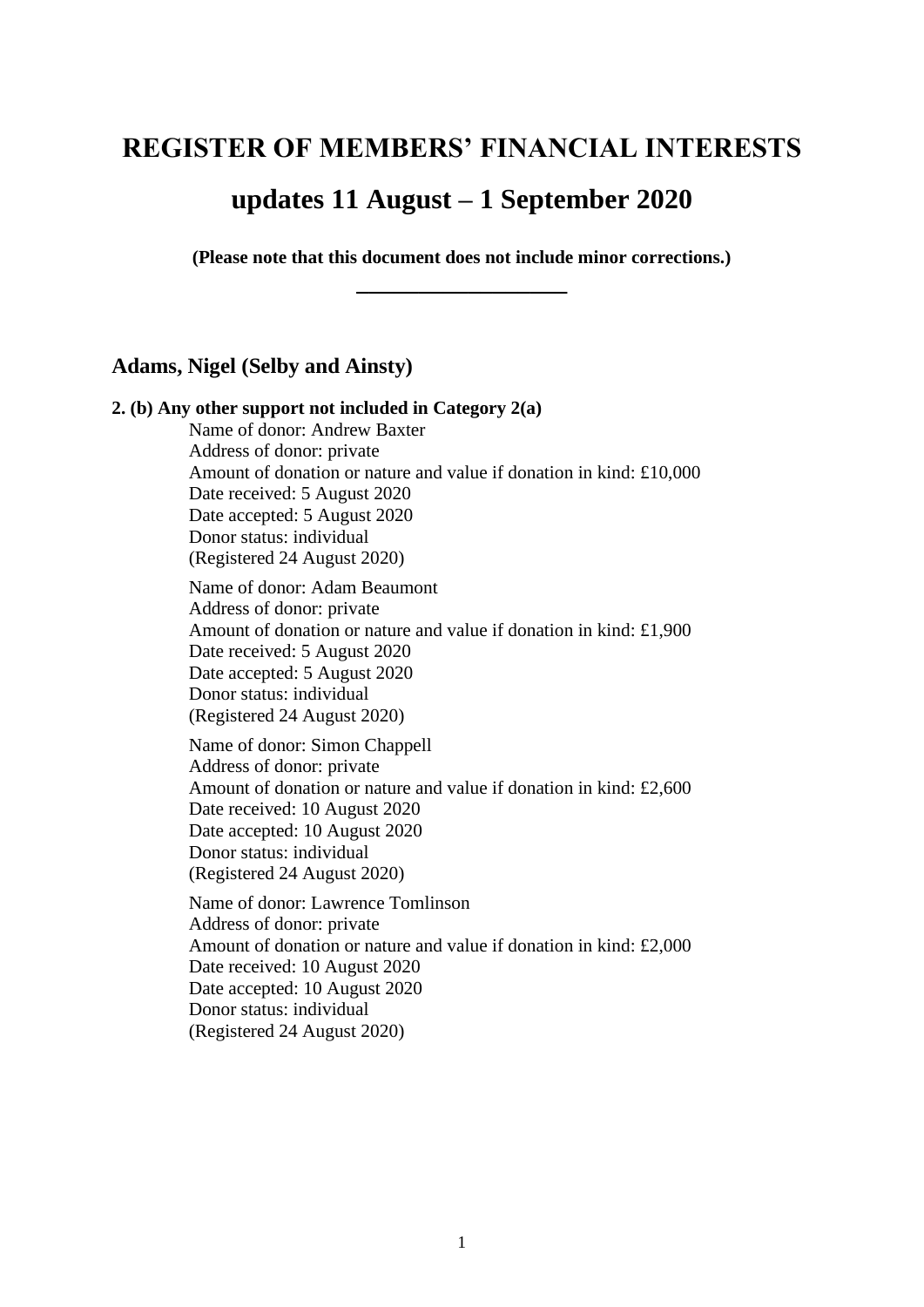# REGISTER OF MEMBERS' FINANCIAL INTERESTS

# updates 11 August – 1 September 2020

**(Please note that this document does not include minor corrections.)**

---

## Adams, Nigel (Selby and Ainsty)

**2. (b) Any other support not included in Category 2(a)**

Name of donor: Andrew Baxter
Address of donor: private
Amount of donation or nature and value if donation in kind: £10,000
Date received: 5 August 2020
Date accepted: 5 August 2020
Donor status: individual
(Registered 24 August 2020)

Name of donor: Adam Beaumont
Address of donor: private
Amount of donation or nature and value if donation in kind: £1,900
Date received: 5 August 2020
Date accepted: 5 August 2020
Donor status: individual
(Registered 24 August 2020)

Name of donor: Simon Chappell
Address of donor: private
Amount of donation or nature and value if donation in kind: £2,600
Date received: 10 August 2020
Date accepted: 10 August 2020
Donor status: individual
(Registered 24 August 2020)

Name of donor: Lawrence Tomlinson
Address of donor: private
Amount of donation or nature and value if donation in kind: £2,000
Date received: 10 August 2020
Date accepted: 10 August 2020
Donor status: individual
(Registered 24 August 2020)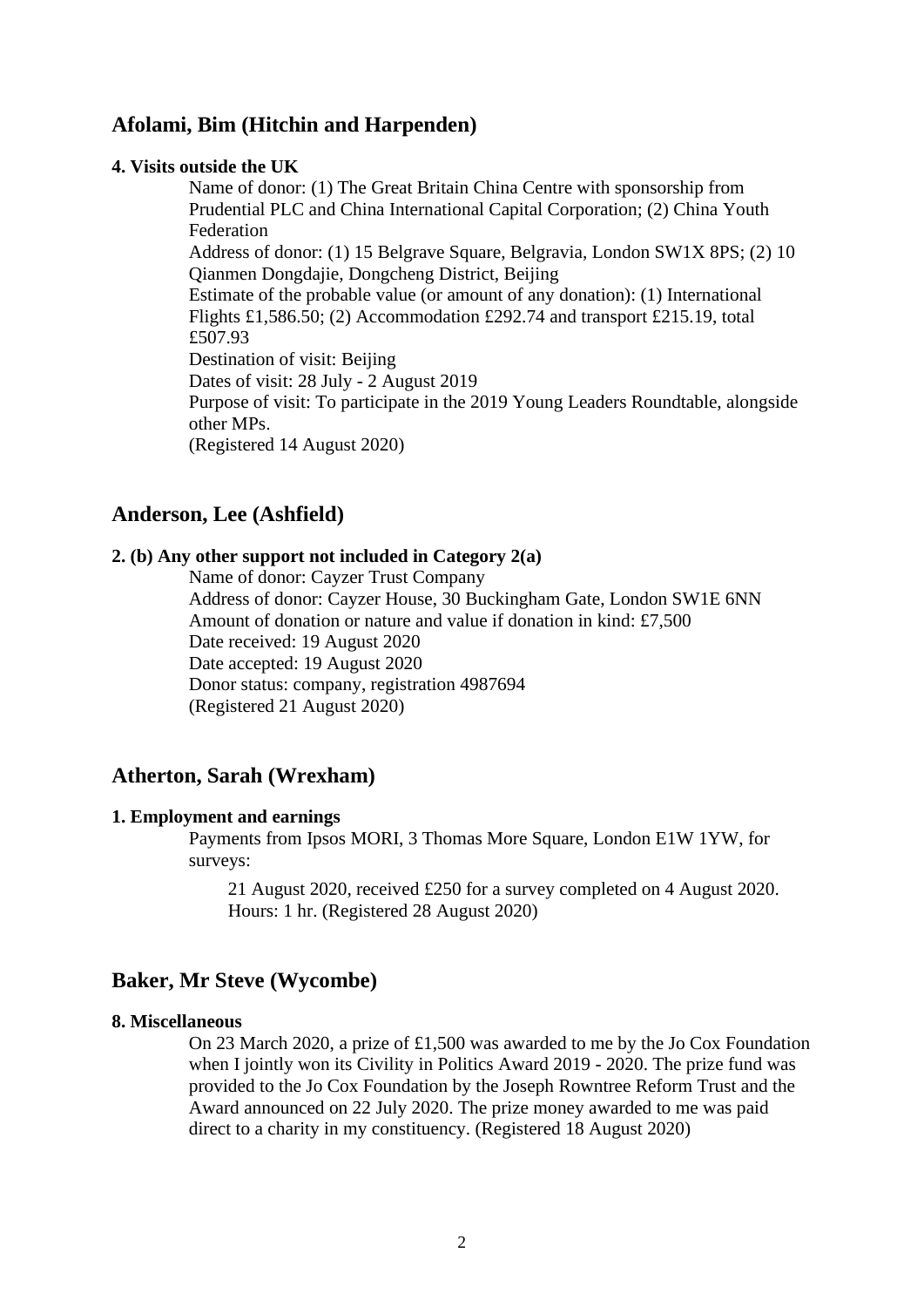## Afolami, Bim (Hitchin and Harpenden)

#### 4. Visits outside the UK

Name of donor: (1) The Great Britain China Centre with sponsorship from Prudential PLC and China International Capital Corporation; (2) China Youth Federation
Address of donor: (1) 15 Belgrave Square, Belgravia, London SW1X 8PS; (2) 10 Qianmen Dongdajie, Dongcheng District, Beijing
Estimate of the probable value (or amount of any donation): (1) International Flights £1,586.50; (2) Accommodation £292.74 and transport £215.19, total £507.93
Destination of visit: Beijing
Dates of visit: 28 July - 2 August 2019
Purpose of visit: To participate in the 2019 Young Leaders Roundtable, alongside other MPs.
(Registered 14 August 2020)

## Anderson, Lee (Ashfield)

#### 2. (b) Any other support not included in Category 2(a)

Name of donor: Cayzer Trust Company
Address of donor: Cayzer House, 30 Buckingham Gate, London SW1E 6NN
Amount of donation or nature and value if donation in kind: £7,500
Date received: 19 August 2020
Date accepted: 19 August 2020
Donor status: company, registration 4987694
(Registered 21 August 2020)

## Atherton, Sarah (Wrexham)

#### 1. Employment and earnings

Payments from Ipsos MORI, 3 Thomas More Square, London E1W 1YW, for surveys:

21 August 2020, received £250 for a survey completed on 4 August 2020. Hours: 1 hr. (Registered 28 August 2020)

## Baker, Mr Steve (Wycombe)

#### 8. Miscellaneous

On 23 March 2020, a prize of £1,500 was awarded to me by the Jo Cox Foundation when I jointly won its Civility in Politics Award 2019 - 2020. The prize fund was provided to the Jo Cox Foundation by the Joseph Rowntree Reform Trust and the Award announced on 22 July 2020. The prize money awarded to me was paid direct to a charity in my constituency. (Registered 18 August 2020)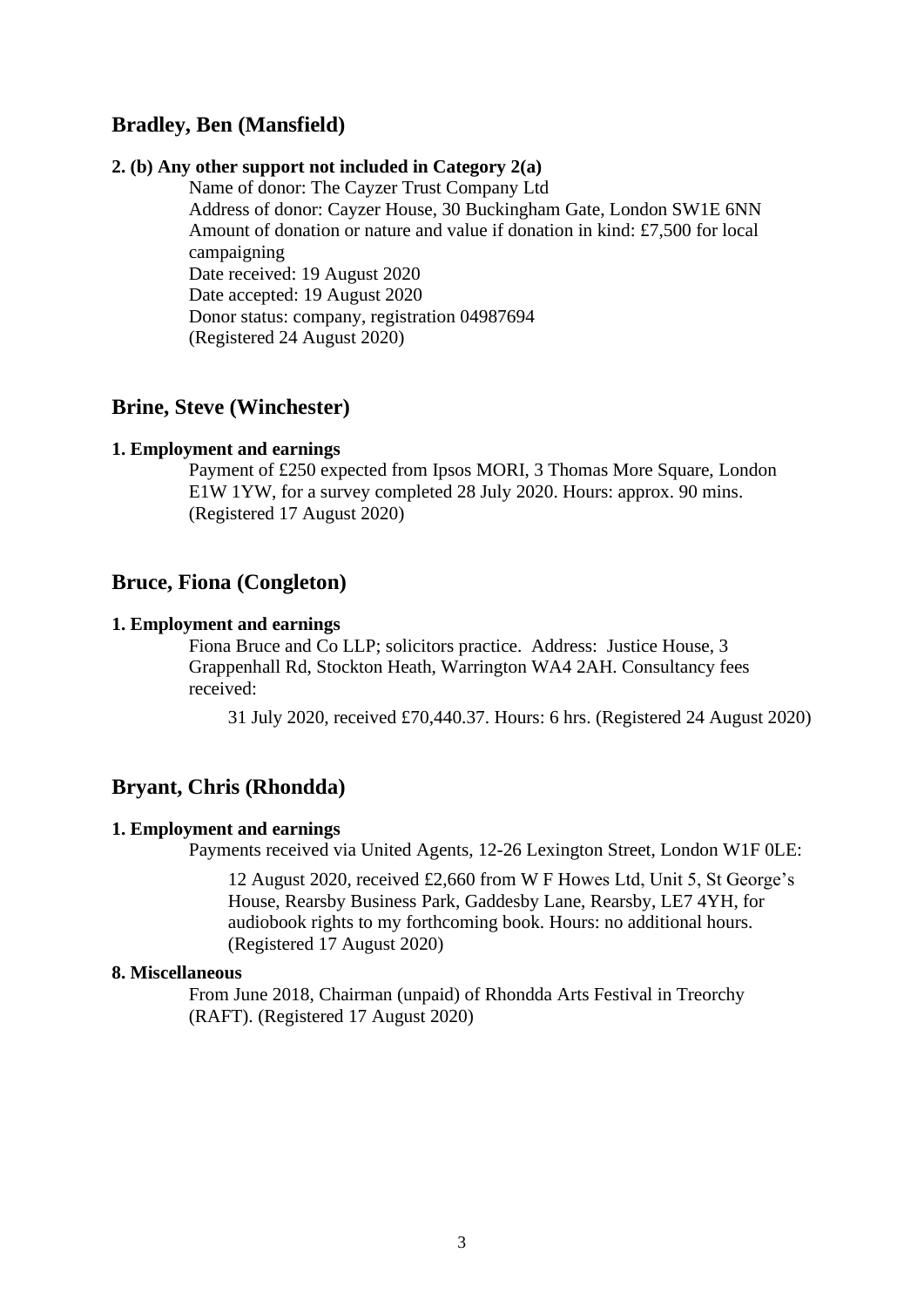## Bradley, Ben (Mansfield)

**2. (b) Any other support not included in Category 2(a)**

Name of donor: The Cayzer Trust Company Ltd
Address of donor: Cayzer House, 30 Buckingham Gate, London SW1E 6NN
Amount of donation or nature and value if donation in kind: £7,500 for local campaigning
Date received: 19 August 2020
Date accepted: 19 August 2020
Donor status: company, registration 04987694
(Registered 24 August 2020)

## Brine, Steve (Winchester)

**1. Employment and earnings**

Payment of £250 expected from Ipsos MORI, 3 Thomas More Square, London E1W 1YW, for a survey completed 28 July 2020. Hours: approx. 90 mins. (Registered 17 August 2020)

## Bruce, Fiona (Congleton)

**1. Employment and earnings**

Fiona Bruce and Co LLP; solicitors practice. Address: Justice House, 3 Grappenhall Rd, Stockton Heath, Warrington WA4 2AH. Consultancy fees received:

31 July 2020, received £70,440.37. Hours: 6 hrs. (Registered 24 August 2020)

## Bryant, Chris (Rhondda)

**1. Employment and earnings**

Payments received via United Agents, 12-26 Lexington Street, London W1F 0LE:

12 August 2020, received £2,660 from W F Howes Ltd, Unit 5, St George's House, Rearsby Business Park, Gaddesby Lane, Rearsby, LE7 4YH, for audiobook rights to my forthcoming book. Hours: no additional hours. (Registered 17 August 2020)

**8. Miscellaneous**

From June 2018, Chairman (unpaid) of Rhondda Arts Festival in Treorchy (RAFT). (Registered 17 August 2020)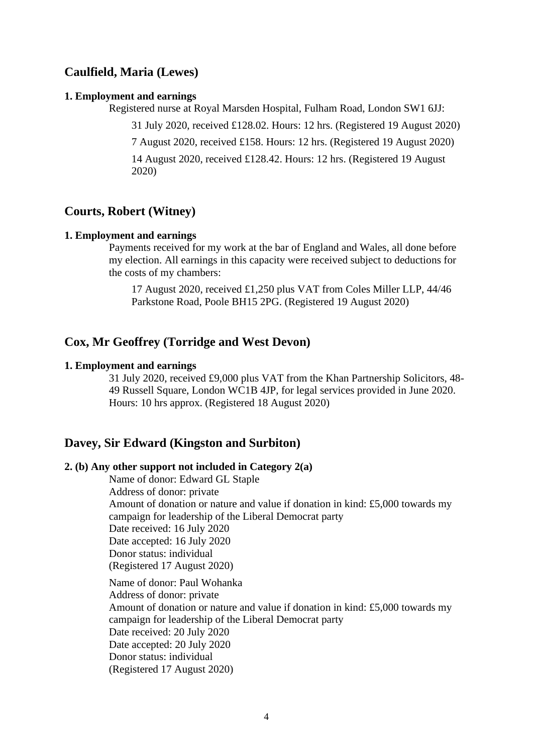## Caulfield, Maria (Lewes)

**1. Employment and earnings**

Registered nurse at Royal Marsden Hospital, Fulham Road, London SW1 6JJ:

31 July 2020, received £128.02. Hours: 12 hrs. (Registered 19 August 2020)

7 August 2020, received £158. Hours: 12 hrs. (Registered 19 August 2020)

14 August 2020, received £128.42. Hours: 12 hrs. (Registered 19 August 2020)

## Courts, Robert (Witney)

**1. Employment and earnings**

Payments received for my work at the bar of England and Wales, all done before my election. All earnings in this capacity were received subject to deductions for the costs of my chambers:

17 August 2020, received £1,250 plus VAT from Coles Miller LLP, 44/46 Parkstone Road, Poole BH15 2PG. (Registered 19 August 2020)

## Cox, Mr Geoffrey (Torridge and West Devon)

**1. Employment and earnings**

31 July 2020, received £9,000 plus VAT from the Khan Partnership Solicitors, 48-49 Russell Square, London WC1B 4JP, for legal services provided in June 2020. Hours: 10 hrs approx. (Registered 18 August 2020)

## Davey, Sir Edward (Kingston and Surbiton)

**2. (b) Any other support not included in Category 2(a)**

Name of donor: Edward GL Staple
Address of donor: private
Amount of donation or nature and value if donation in kind: £5,000 towards my campaign for leadership of the Liberal Democrat party
Date received: 16 July 2020
Date accepted: 16 July 2020
Donor status: individual
(Registered 17 August 2020)

Name of donor: Paul Wohanka
Address of donor: private
Amount of donation or nature and value if donation in kind: £5,000 towards my campaign for leadership of the Liberal Democrat party
Date received: 20 July 2020
Date accepted: 20 July 2020
Donor status: individual
(Registered 17 August 2020)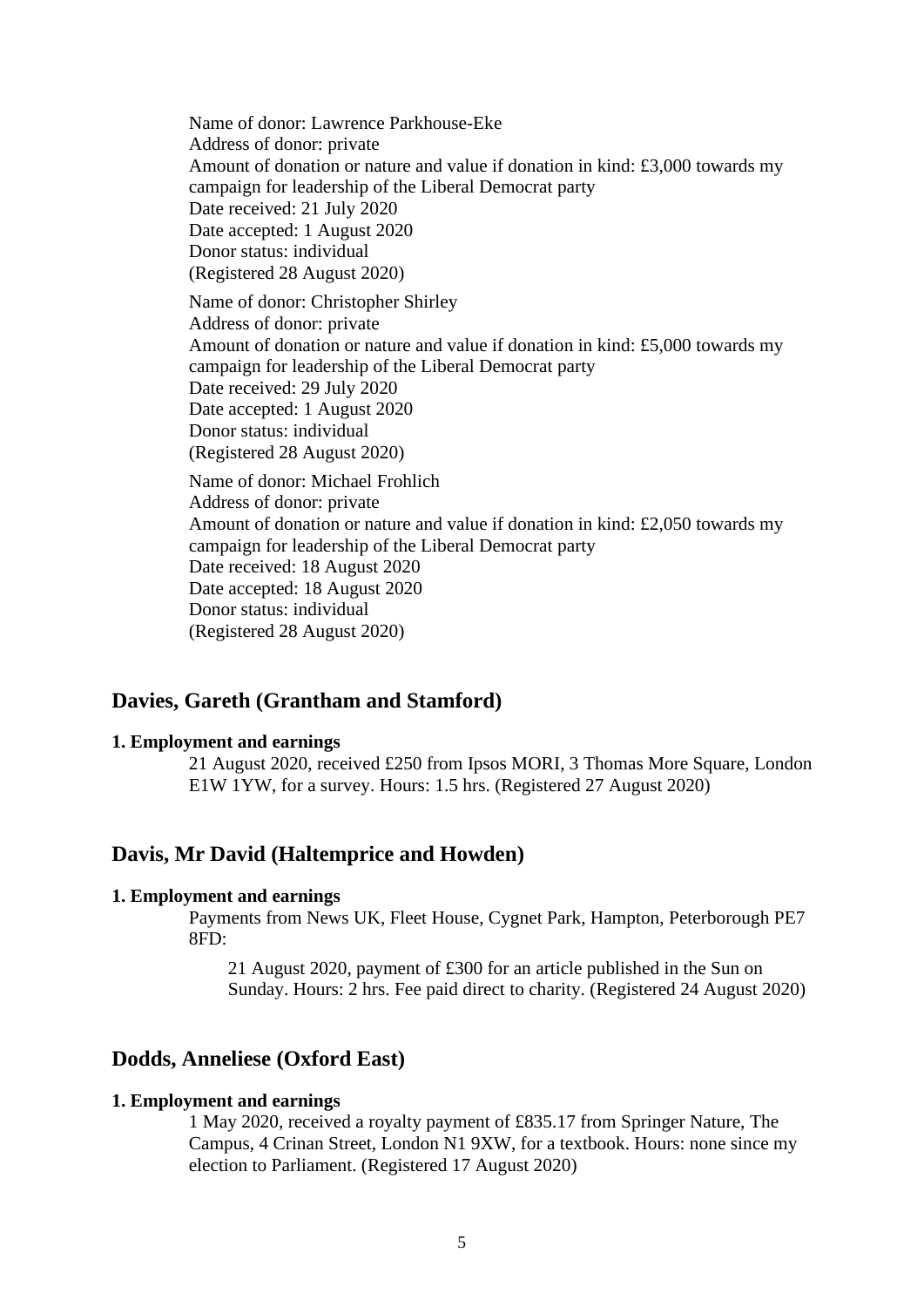Name of donor: Lawrence Parkhouse-Eke
Address of donor: private
Amount of donation or nature and value if donation in kind: £3,000 towards my campaign for leadership of the Liberal Democrat party
Date received: 21 July 2020
Date accepted: 1 August 2020
Donor status: individual
(Registered 28 August 2020)

Name of donor: Christopher Shirley
Address of donor: private
Amount of donation or nature and value if donation in kind: £5,000 towards my campaign for leadership of the Liberal Democrat party
Date received: 29 July 2020
Date accepted: 1 August 2020
Donor status: individual
(Registered 28 August 2020)

Name of donor: Michael Frohlich
Address of donor: private
Amount of donation or nature and value if donation in kind: £2,050 towards my campaign for leadership of the Liberal Democrat party
Date received: 18 August 2020
Date accepted: 18 August 2020
Donor status: individual
(Registered 28 August 2020)

## Davies, Gareth (Grantham and Stamford)

**1. Employment and earnings**

21 August 2020, received £250 from Ipsos MORI, 3 Thomas More Square, London E1W 1YW, for a survey. Hours: 1.5 hrs. (Registered 27 August 2020)

## Davis, Mr David (Haltemprice and Howden)

**1. Employment and earnings**

Payments from News UK, Fleet House, Cygnet Park, Hampton, Peterborough PE7 8FD:

21 August 2020, payment of £300 for an article published in the Sun on Sunday. Hours: 2 hrs. Fee paid direct to charity. (Registered 24 August 2020)

## Dodds, Anneliese (Oxford East)

**1. Employment and earnings**

1 May 2020, received a royalty payment of £835.17 from Springer Nature, The Campus, 4 Crinan Street, London N1 9XW, for a textbook. Hours: none since my election to Parliament. (Registered 17 August 2020)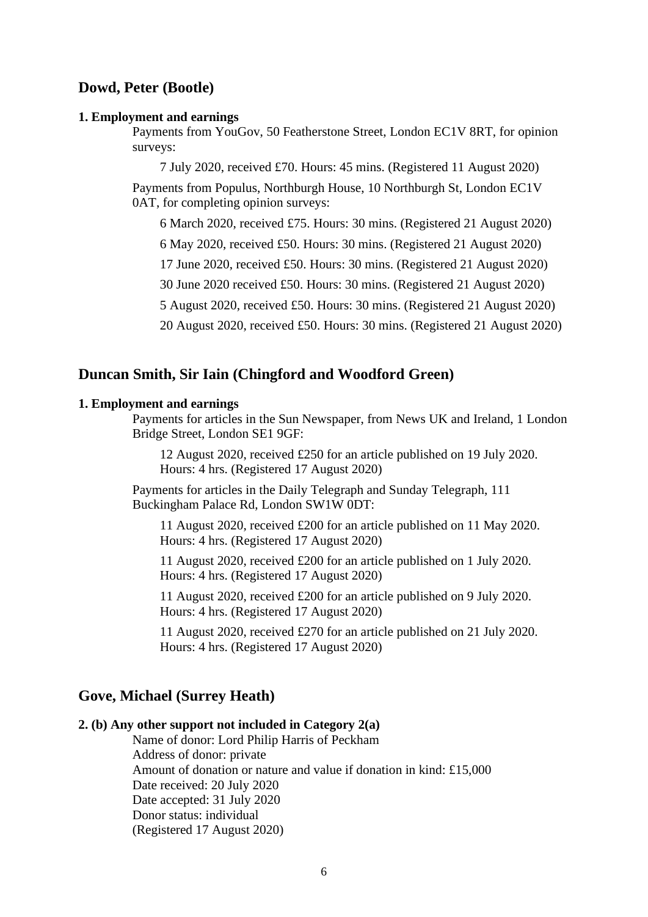## Dowd, Peter (Bootle)

**1. Employment and earnings**

Payments from YouGov, 50 Featherstone Street, London EC1V 8RT, for opinion surveys:

7 July 2020, received £70. Hours: 45 mins. (Registered 11 August 2020)

Payments from Populus, Northburgh House, 10 Northburgh St, London EC1V 0AT, for completing opinion surveys:

6 March 2020, received £75. Hours: 30 mins. (Registered 21 August 2020)

6 May 2020, received £50. Hours: 30 mins. (Registered 21 August 2020)

17 June 2020, received £50. Hours: 30 mins. (Registered 21 August 2020)

30 June 2020 received £50. Hours: 30 mins. (Registered 21 August 2020)

5 August 2020, received £50. Hours: 30 mins. (Registered 21 August 2020)

20 August 2020, received £50. Hours: 30 mins. (Registered 21 August 2020)

## Duncan Smith, Sir Iain (Chingford and Woodford Green)

**1. Employment and earnings**

Payments for articles in the Sun Newspaper, from News UK and Ireland, 1 London Bridge Street, London SE1 9GF:

12 August 2020, received £250 for an article published on 19 July 2020. Hours: 4 hrs. (Registered 17 August 2020)

Payments for articles in the Daily Telegraph and Sunday Telegraph, 111 Buckingham Palace Rd, London SW1W 0DT:

11 August 2020, received £200 for an article published on 11 May 2020. Hours: 4 hrs. (Registered 17 August 2020)

11 August 2020, received £200 for an article published on 1 July 2020. Hours: 4 hrs. (Registered 17 August 2020)

11 August 2020, received £200 for an article published on 9 July 2020. Hours: 4 hrs. (Registered 17 August 2020)

11 August 2020, received £270 for an article published on 21 July 2020. Hours: 4 hrs. (Registered 17 August 2020)

## Gove, Michael (Surrey Heath)

**2. (b) Any other support not included in Category 2(a)**

Name of donor: Lord Philip Harris of Peckham
Address of donor: private
Amount of donation or nature and value if donation in kind: £15,000
Date received: 20 July 2020
Date accepted: 31 July 2020
Donor status: individual
(Registered 17 August 2020)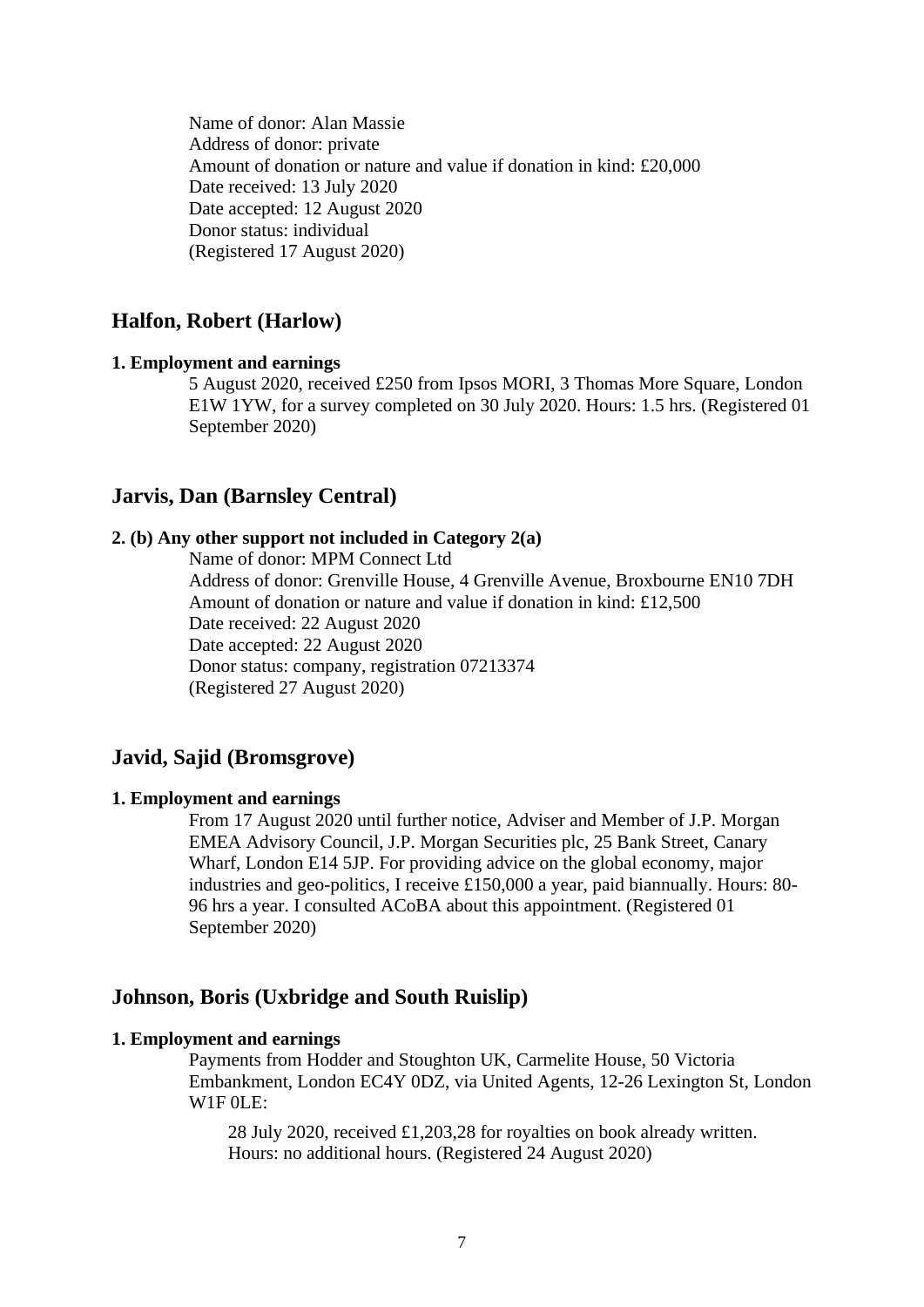Name of donor: Alan Massie
Address of donor: private
Amount of donation or nature and value if donation in kind: £20,000
Date received: 13 July 2020
Date accepted: 12 August 2020
Donor status: individual
(Registered 17 August 2020)

## Halfon, Robert (Harlow)

**1. Employment and earnings**

5 August 2020, received £250 from Ipsos MORI, 3 Thomas More Square, London E1W 1YW, for a survey completed on 30 July 2020. Hours: 1.5 hrs. (Registered 01 September 2020)

## Jarvis, Dan (Barnsley Central)

**2. (b) Any other support not included in Category 2(a)**

Name of donor: MPM Connect Ltd
Address of donor: Grenville House, 4 Grenville Avenue, Broxbourne EN10 7DH
Amount of donation or nature and value if donation in kind: £12,500
Date received: 22 August 2020
Date accepted: 22 August 2020
Donor status: company, registration 07213374
(Registered 27 August 2020)

## Javid, Sajid (Bromsgrove)

**1. Employment and earnings**

From 17 August 2020 until further notice, Adviser and Member of J.P. Morgan EMEA Advisory Council, J.P. Morgan Securities plc, 25 Bank Street, Canary Wharf, London E14 5JP. For providing advice on the global economy, major industries and geo-politics, I receive £150,000 a year, paid biannually. Hours: 80-96 hrs a year. I consulted ACoBA about this appointment. (Registered 01 September 2020)

## Johnson, Boris (Uxbridge and South Ruislip)

**1. Employment and earnings**

Payments from Hodder and Stoughton UK, Carmelite House, 50 Victoria Embankment, London EC4Y 0DZ, via United Agents, 12-26 Lexington St, London W1F 0LE:

28 July 2020, received £1,203,28 for royalties on book already written. Hours: no additional hours. (Registered 24 August 2020)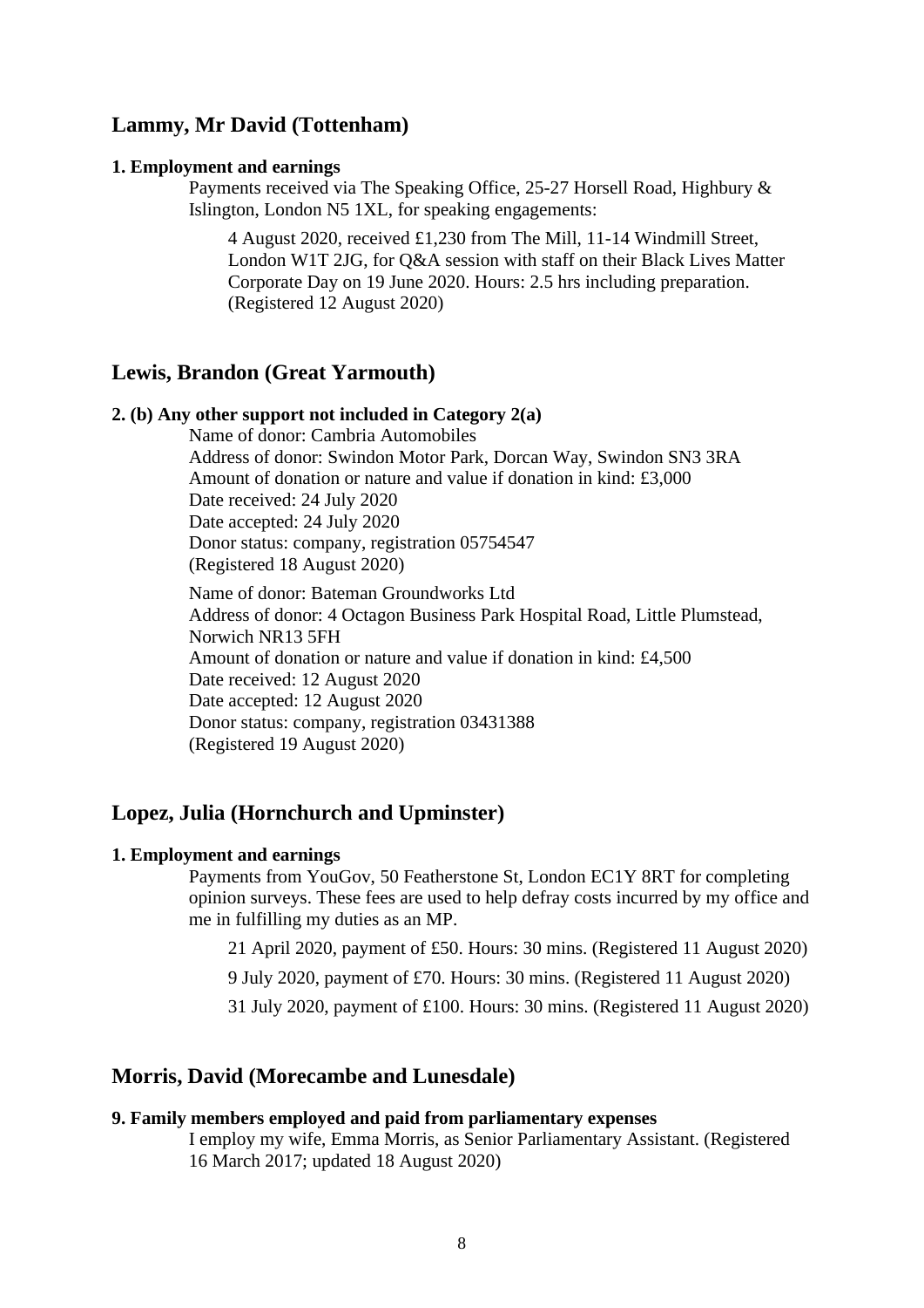## Lammy, Mr David (Tottenham)

**1. Employment and earnings**

Payments received via The Speaking Office, 25-27 Horsell Road, Highbury & Islington, London N5 1XL, for speaking engagements:

4 August 2020, received £1,230 from The Mill, 11-14 Windmill Street, London W1T 2JG, for Q&A session with staff on their Black Lives Matter Corporate Day on 19 June 2020. Hours: 2.5 hrs including preparation. (Registered 12 August 2020)

## Lewis, Brandon (Great Yarmouth)

**2. (b) Any other support not included in Category 2(a)**

Name of donor: Cambria Automobiles
Address of donor: Swindon Motor Park, Dorcan Way, Swindon SN3 3RA
Amount of donation or nature and value if donation in kind: £3,000
Date received: 24 July 2020
Date accepted: 24 July 2020
Donor status: company, registration 05754547
(Registered 18 August 2020)

Name of donor: Bateman Groundworks Ltd
Address of donor: 4 Octagon Business Park Hospital Road, Little Plumstead, Norwich NR13 5FH
Amount of donation or nature and value if donation in kind: £4,500
Date received: 12 August 2020
Date accepted: 12 August 2020
Donor status: company, registration 03431388
(Registered 19 August 2020)

## Lopez, Julia (Hornchurch and Upminster)

**1. Employment and earnings**

Payments from YouGov, 50 Featherstone St, London EC1Y 8RT for completing opinion surveys. These fees are used to help defray costs incurred by my office and me in fulfilling my duties as an MP.

21 April 2020, payment of £50. Hours: 30 mins. (Registered 11 August 2020)

9 July 2020, payment of £70. Hours: 30 mins. (Registered 11 August 2020)

31 July 2020, payment of £100. Hours: 30 mins. (Registered 11 August 2020)

## Morris, David (Morecambe and Lunesdale)

**9. Family members employed and paid from parliamentary expenses**

I employ my wife, Emma Morris, as Senior Parliamentary Assistant. (Registered 16 March 2017; updated 18 August 2020)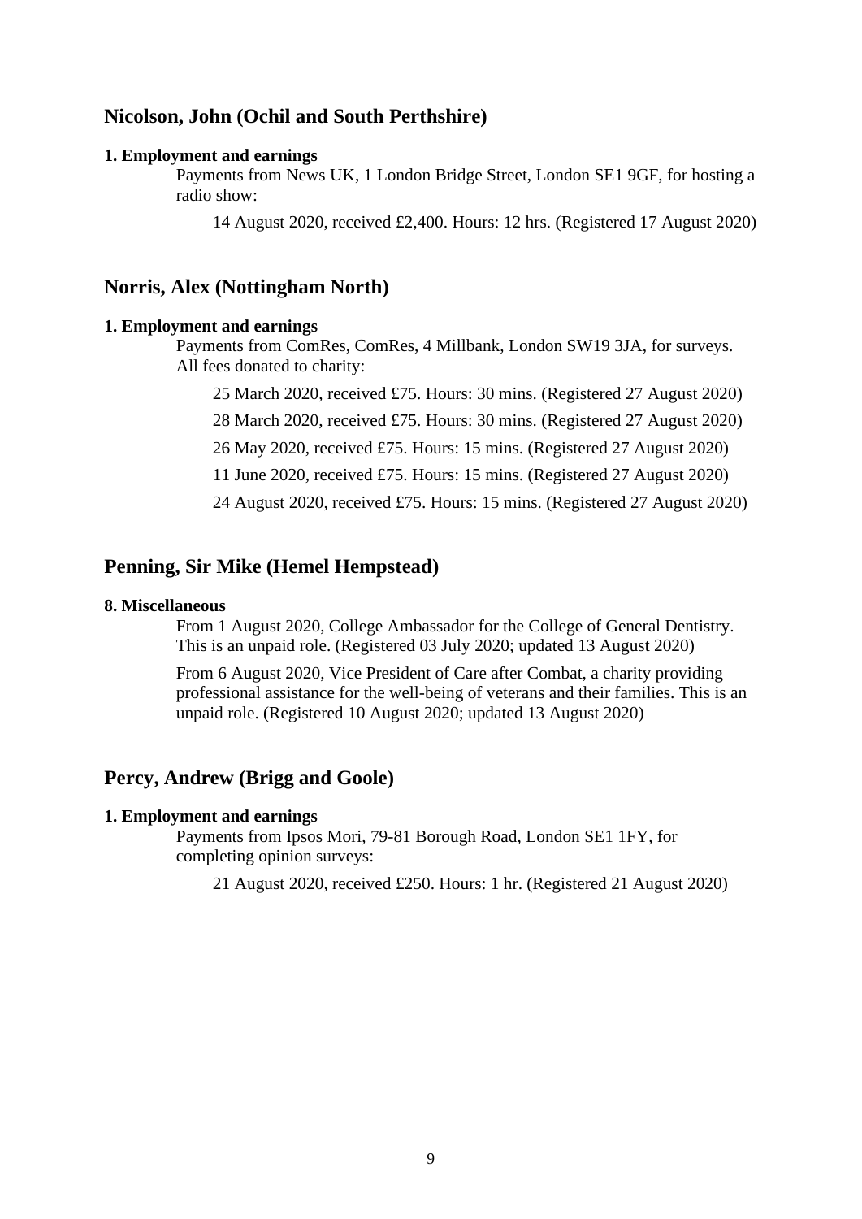## Nicolson, John (Ochil and South Perthshire)

**1. Employment and earnings**

Payments from News UK, 1 London Bridge Street, London SE1 9GF, for hosting a radio show:

14 August 2020, received £2,400. Hours: 12 hrs. (Registered 17 August 2020)

## Norris, Alex (Nottingham North)

**1. Employment and earnings**

Payments from ComRes, ComRes, 4 Millbank, London SW19 3JA, for surveys. All fees donated to charity:

25 March 2020, received £75. Hours: 30 mins. (Registered 27 August 2020)

28 March 2020, received £75. Hours: 30 mins. (Registered 27 August 2020)

26 May 2020, received £75. Hours: 15 mins. (Registered 27 August 2020)

11 June 2020, received £75. Hours: 15 mins. (Registered 27 August 2020)

24 August 2020, received £75. Hours: 15 mins. (Registered 27 August 2020)

## Penning, Sir Mike (Hemel Hempstead)

**8. Miscellaneous**

From 1 August 2020, College Ambassador for the College of General Dentistry. This is an unpaid role. (Registered 03 July 2020; updated 13 August 2020)

From 6 August 2020, Vice President of Care after Combat, a charity providing professional assistance for the well-being of veterans and their families. This is an unpaid role. (Registered 10 August 2020; updated 13 August 2020)

## Percy, Andrew (Brigg and Goole)

**1. Employment and earnings**

Payments from Ipsos Mori, 79-81 Borough Road, London SE1 1FY, for completing opinion surveys:

21 August 2020, received £250. Hours: 1 hr. (Registered 21 August 2020)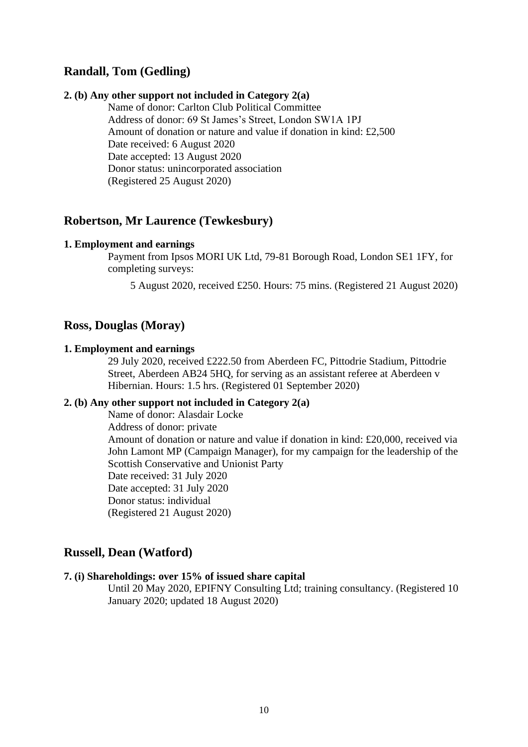## Randall, Tom (Gedling)

**2. (b) Any other support not included in Category 2(a)**

Name of donor: Carlton Club Political Committee
Address of donor: 69 St James's Street, London SW1A 1PJ
Amount of donation or nature and value if donation in kind: £2,500
Date received: 6 August 2020
Date accepted: 13 August 2020
Donor status: unincorporated association
(Registered 25 August 2020)

## Robertson, Mr Laurence (Tewkesbury)

**1. Employment and earnings**

Payment from Ipsos MORI UK Ltd, 79-81 Borough Road, London SE1 1FY, for completing surveys:

5 August 2020, received £250. Hours: 75 mins. (Registered 21 August 2020)

## Ross, Douglas (Moray)

**1. Employment and earnings**

29 July 2020, received £222.50 from Aberdeen FC, Pittodrie Stadium, Pittodrie Street, Aberdeen AB24 5HQ, for serving as an assistant referee at Aberdeen v Hibernian. Hours: 1.5 hrs. (Registered 01 September 2020)

**2. (b) Any other support not included in Category 2(a)**

Name of donor: Alasdair Locke
Address of donor: private
Amount of donation or nature and value if donation in kind: £20,000, received via John Lamont MP (Campaign Manager), for my campaign for the leadership of the Scottish Conservative and Unionist Party
Date received: 31 July 2020
Date accepted: 31 July 2020
Donor status: individual
(Registered 21 August 2020)

## Russell, Dean (Watford)

**7. (i) Shareholdings: over 15% of issued share capital**

Until 20 May 2020, EPIFNY Consulting Ltd; training consultancy. (Registered 10 January 2020; updated 18 August 2020)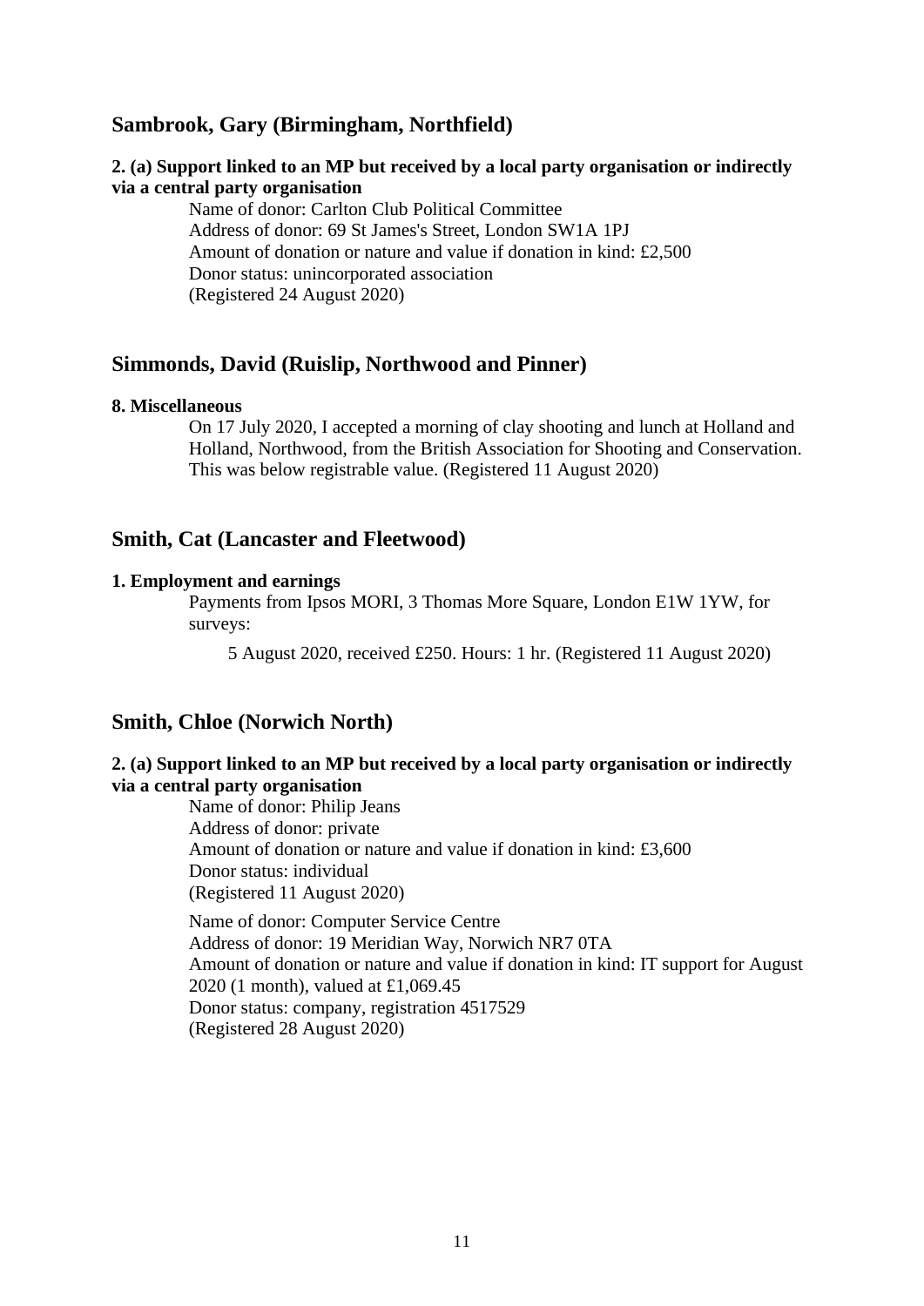## Sambrook, Gary (Birmingham, Northfield)

**2. (a) Support linked to an MP but received by a local party organisation or indirectly via a central party organisation**

Name of donor: Carlton Club Political Committee
Address of donor: 69 St James's Street, London SW1A 1PJ
Amount of donation or nature and value if donation in kind: £2,500
Donor status: unincorporated association
(Registered 24 August 2020)

## Simmonds, David (Ruislip, Northwood and Pinner)

**8. Miscellaneous**

On 17 July 2020, I accepted a morning of clay shooting and lunch at Holland and Holland, Northwood, from the British Association for Shooting and Conservation. This was below registrable value. (Registered 11 August 2020)

## Smith, Cat (Lancaster and Fleetwood)

**1. Employment and earnings**

Payments from Ipsos MORI, 3 Thomas More Square, London E1W 1YW, for surveys:

5 August 2020, received £250. Hours: 1 hr. (Registered 11 August 2020)

## Smith, Chloe (Norwich North)

**2. (a) Support linked to an MP but received by a local party organisation or indirectly via a central party organisation**

Name of donor: Philip Jeans
Address of donor: private
Amount of donation or nature and value if donation in kind: £3,600
Donor status: individual
(Registered 11 August 2020)

Name of donor: Computer Service Centre
Address of donor: 19 Meridian Way, Norwich NR7 0TA
Amount of donation or nature and value if donation in kind: IT support for August 2020 (1 month), valued at £1,069.45
Donor status: company, registration 4517529
(Registered 28 August 2020)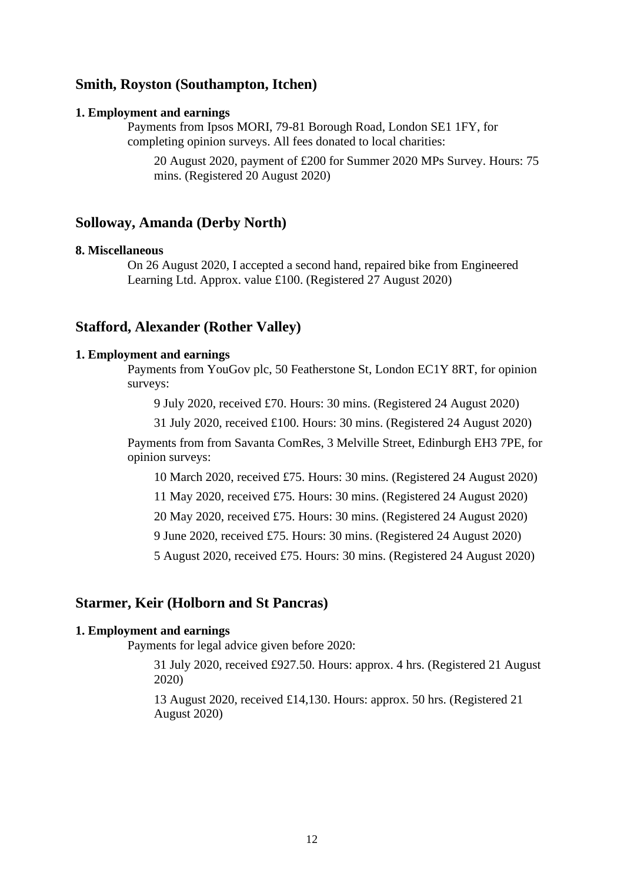## Smith, Royston (Southampton, Itchen)

**1. Employment and earnings**

Payments from Ipsos MORI, 79-81 Borough Road, London SE1 1FY, for completing opinion surveys. All fees donated to local charities:

20 August 2020, payment of £200 for Summer 2020 MPs Survey. Hours: 75 mins. (Registered 20 August 2020)

## Solloway, Amanda (Derby North)

**8. Miscellaneous**

On 26 August 2020, I accepted a second hand, repaired bike from Engineered Learning Ltd. Approx. value £100. (Registered 27 August 2020)

## Stafford, Alexander (Rother Valley)

**1. Employment and earnings**

Payments from YouGov plc, 50 Featherstone St, London EC1Y 8RT, for opinion surveys:

9 July 2020, received £70. Hours: 30 mins. (Registered 24 August 2020)

31 July 2020, received £100. Hours: 30 mins. (Registered 24 August 2020)

Payments from from Savanta ComRes, 3 Melville Street, Edinburgh EH3 7PE, for opinion surveys:

10 March 2020, received £75. Hours: 30 mins. (Registered 24 August 2020)

11 May 2020, received £75. Hours: 30 mins. (Registered 24 August 2020)

20 May 2020, received £75. Hours: 30 mins. (Registered 24 August 2020)

9 June 2020, received £75. Hours: 30 mins. (Registered 24 August 2020)

5 August 2020, received £75. Hours: 30 mins. (Registered 24 August 2020)

## Starmer, Keir (Holborn and St Pancras)

**1. Employment and earnings**

Payments for legal advice given before 2020:

31 July 2020, received £927.50. Hours: approx. 4 hrs. (Registered 21 August 2020)

13 August 2020, received £14,130. Hours: approx. 50 hrs. (Registered 21 August 2020)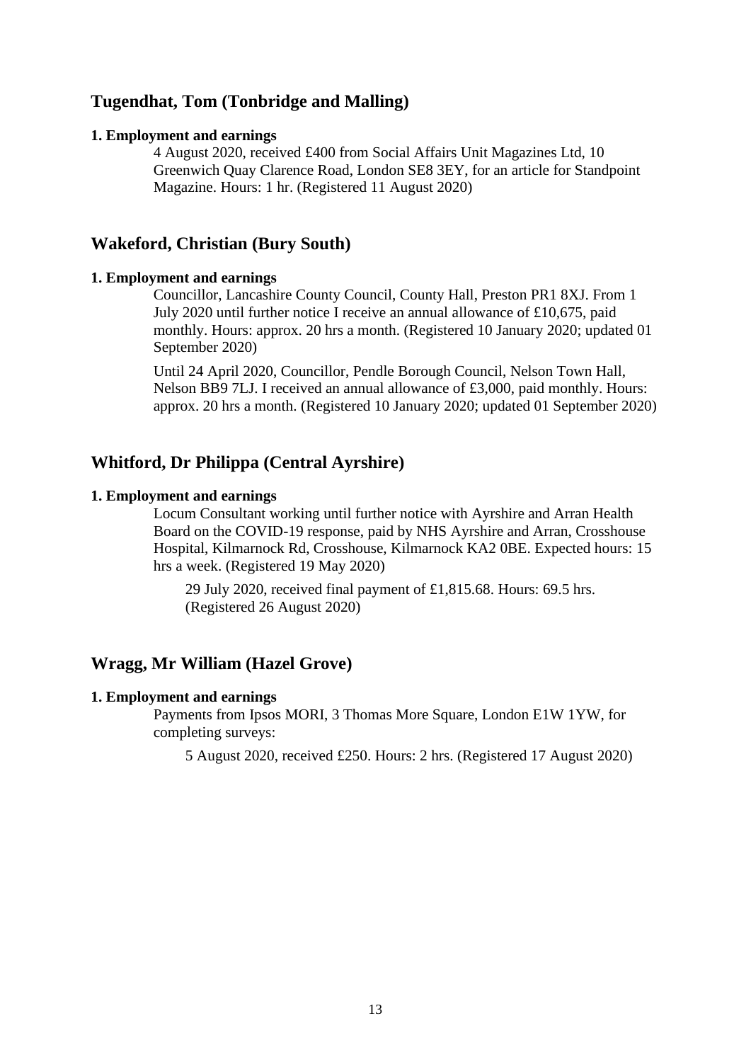## Tugendhat, Tom (Tonbridge and Malling)

**1. Employment and earnings**

4 August 2020, received £400 from Social Affairs Unit Magazines Ltd, 10 Greenwich Quay Clarence Road, London SE8 3EY, for an article for Standpoint Magazine. Hours: 1 hr. (Registered 11 August 2020)

## Wakeford, Christian (Bury South)

**1. Employment and earnings**

Councillor, Lancashire County Council, County Hall, Preston PR1 8XJ. From 1 July 2020 until further notice I receive an annual allowance of £10,675, paid monthly. Hours: approx. 20 hrs a month. (Registered 10 January 2020; updated 01 September 2020)

Until 24 April 2020, Councillor, Pendle Borough Council, Nelson Town Hall, Nelson BB9 7LJ. I received an annual allowance of £3,000, paid monthly. Hours: approx. 20 hrs a month. (Registered 10 January 2020; updated 01 September 2020)

## Whitford, Dr Philippa (Central Ayrshire)

**1. Employment and earnings**

Locum Consultant working until further notice with Ayrshire and Arran Health Board on the COVID-19 response, paid by NHS Ayrshire and Arran, Crosshouse Hospital, Kilmarnock Rd, Crosshouse, Kilmarnock KA2 0BE. Expected hours: 15 hrs a week. (Registered 19 May 2020)

29 July 2020, received final payment of £1,815.68. Hours: 69.5 hrs. (Registered 26 August 2020)

## Wragg, Mr William (Hazel Grove)

**1. Employment and earnings**

Payments from Ipsos MORI, 3 Thomas More Square, London E1W 1YW, for completing surveys:

5 August 2020, received £250. Hours: 2 hrs. (Registered 17 August 2020)